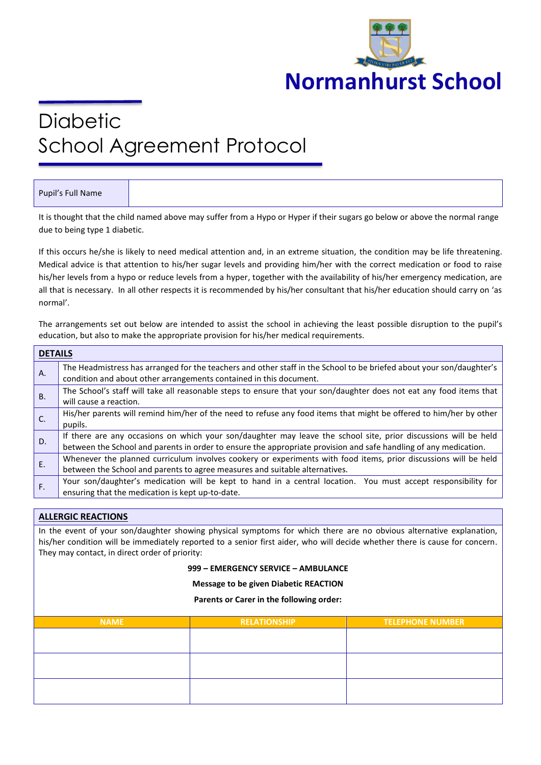Normanhurst School

# Diabetic School Agreement Protocol

| Pupil's Full Name | |
|---|---|

It is thought that the child named above may suffer from a Hypo or Hyper if their sugars go below or above the normal range due to being type 1 diabetic.

If this occurs he/she is likely to need medical attention and, in an extreme situation, the condition may be life threatening. Medical advice is that attention to his/her sugar levels and providing him/her with the correct medication or food to raise his/her levels from a hypo or reduce levels from a hyper, together with the availability of his/her emergency medication, are all that is necessary. In all other respects it is recommended by his/her consultant that his/her education should carry on 'as normal'.

The arrangements set out below are intended to assist the school in achieving the least possible disruption to the pupil's education, but also to make the appropriate provision for his/her medical requirements.

| **DETAILS** | |
|---|---|
| A. | The Headmistress has arranged for the teachers and other staff in the School to be briefed about your son/daughter's condition and about other arrangements contained in this document. |
| B. | The School's staff will take all reasonable steps to ensure that your son/daughter does not eat any food items that will cause a reaction. |
| C. | His/her parents will remind him/her of the need to refuse any food items that might be offered to him/her by other pupils. |
| D. | If there are any occasions on which your son/daughter may leave the school site, prior discussions will be held between the School and parents in order to ensure the appropriate provision and safe handling of any medication. |
| E. | Whenever the planned curriculum involves cookery or experiments with food items, prior discussions will be held between the School and parents to agree measures and suitable alternatives. |
| F. | Your son/daughter's medication will be kept to hand in a central location. You must accept responsibility for ensuring that the medication is kept up-to-date. |

**ALLERGIC REACTIONS**

In the event of your son/daughter showing physical symptoms for which there are no obvious alternative explanation, his/her condition will be immediately reported to a senior first aider, who will decide whether there is cause for concern. They may contact, in direct order of priority:

**999 – EMERGENCY SERVICE – AMBULANCE**

**Message to be given Diabetic REACTION**

**Parents or Carer in the following order:**

| NAME | RELATIONSHIP | TELEPHONE NUMBER |
|---|---|---|
| | | |
| | | |
| | | |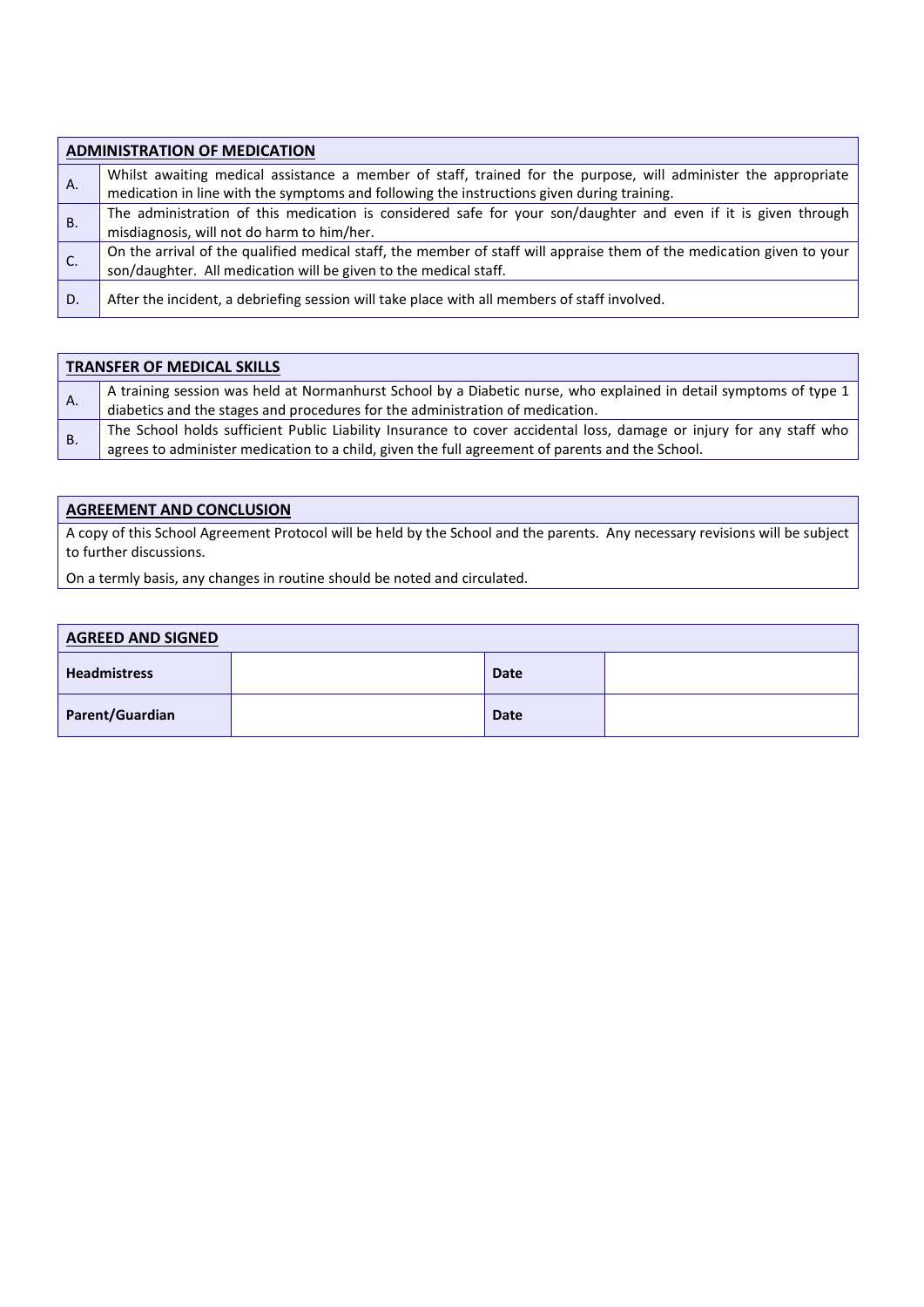| ADMINISTRATION OF MEDICATION | |
|---|---|
| A. | Whilst awaiting medical assistance a member of staff, trained for the purpose, will administer the appropriate medication in line with the symptoms and following the instructions given during training. |
| B. | The administration of this medication is considered safe for your son/daughter and even if it is given through misdiagnosis, will not do harm to him/her. |
| C. | On the arrival of the qualified medical staff, the member of staff will appraise them of the medication given to your son/daughter. All medication will be given to the medical staff. |
| D. | After the incident, a debriefing session will take place with all members of staff involved. |

| TRANSFER OF MEDICAL SKILLS | |
|---|---|
| A. | A training session was held at Normanhurst School by a Diabetic nurse, who explained in detail symptoms of type 1 diabetics and the stages and procedures for the administration of medication. |
| B. | The School holds sufficient Public Liability Insurance to cover accidental loss, damage or injury for any staff who agrees to administer medication to a child, given the full agreement of parents and the School. |

| AGREEMENT AND CONCLUSION |
|---|
| A copy of this School Agreement Protocol will be held by the School and the parents. Any necessary revisions will be subject to further discussions.<br><br>On a termly basis, any changes in routine should be noted and circulated. |

| AGREED AND SIGNED | | | |
|---|---|---|---|
| **Headmistress** | | **Date** | |
| **Parent/Guardian** | | **Date** | |